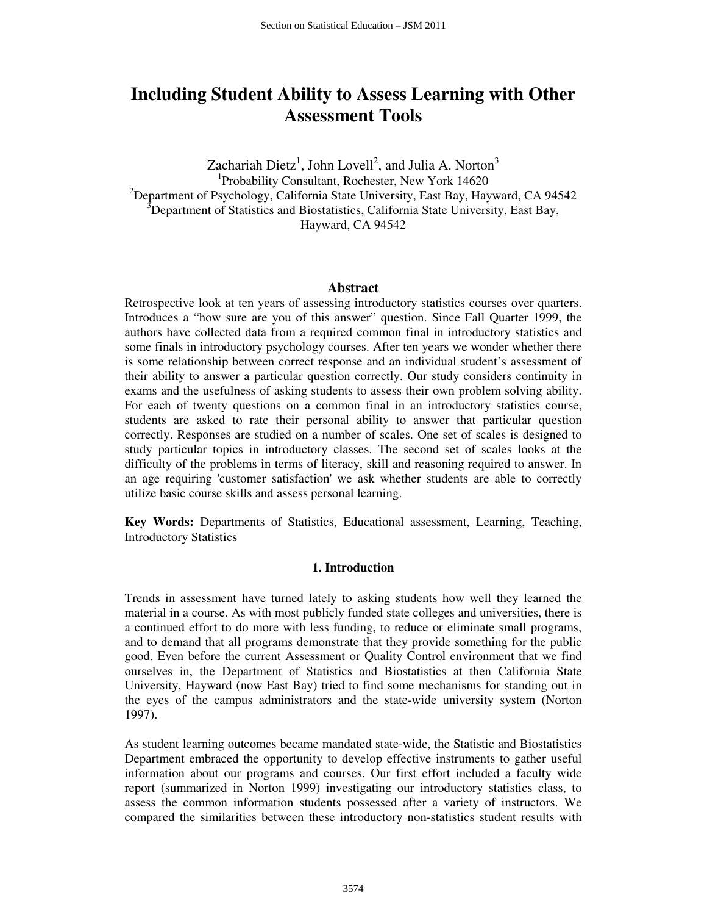# Including Student Ability to Assess Learning with Other Assessment Tools

Zachariah Dietz[1], John Lovell[2], and Julia A. Norton[3]

[1]Probability Consultant, Rochester, New York 14620

[2]Department of Psychology, California State University, East Bay, Hayward, CA 94542

[3]Department of Statistics and Biostatistics, California State University, East Bay, Hayward, CA 94542

## Abstract

Retrospective look at ten years of assessing introductory statistics courses over quarters. Introduces a "how sure are you of this answer" question. Since Fall Quarter 1999, the authors have collected data from a required common final in introductory statistics and some finals in introductory psychology courses. After ten years we wonder whether there is some relationship between correct response and an individual student's assessment of their ability to answer a particular question correctly. Our study considers continuity in exams and the usefulness of asking students to assess their own problem solving ability. For each of twenty questions on a common final in an introductory statistics course, students are asked to rate their personal ability to answer that particular question correctly. Responses are studied on a number of scales. One set of scales is designed to study particular topics in introductory classes. The second set of scales looks at the difficulty of the problems in terms of literacy, skill and reasoning required to answer. In an age requiring 'customer satisfaction' we ask whether students are able to correctly utilize basic course skills and assess personal learning.

**Key Words:** Departments of Statistics, Educational assessment, Learning, Teaching, Introductory Statistics

## 1. Introduction

Trends in assessment have turned lately to asking students how well they learned the material in a course. As with most publicly funded state colleges and universities, there is a continued effort to do more with less funding, to reduce or eliminate small programs, and to demand that all programs demonstrate that they provide something for the public good. Even before the current Assessment or Quality Control environment that we find ourselves in, the Department of Statistics and Biostatistics at then California State University, Hayward (now East Bay) tried to find some mechanisms for standing out in the eyes of the campus administrators and the state-wide university system (Norton 1997).

As student learning outcomes became mandated state-wide, the Statistic and Biostatistics Department embraced the opportunity to develop effective instruments to gather useful information about our programs and courses. Our first effort included a faculty wide report (summarized in Norton 1999) investigating our introductory statistics class, to assess the common information students possessed after a variety of instructors. We compared the similarities between these introductory non-statistics student results with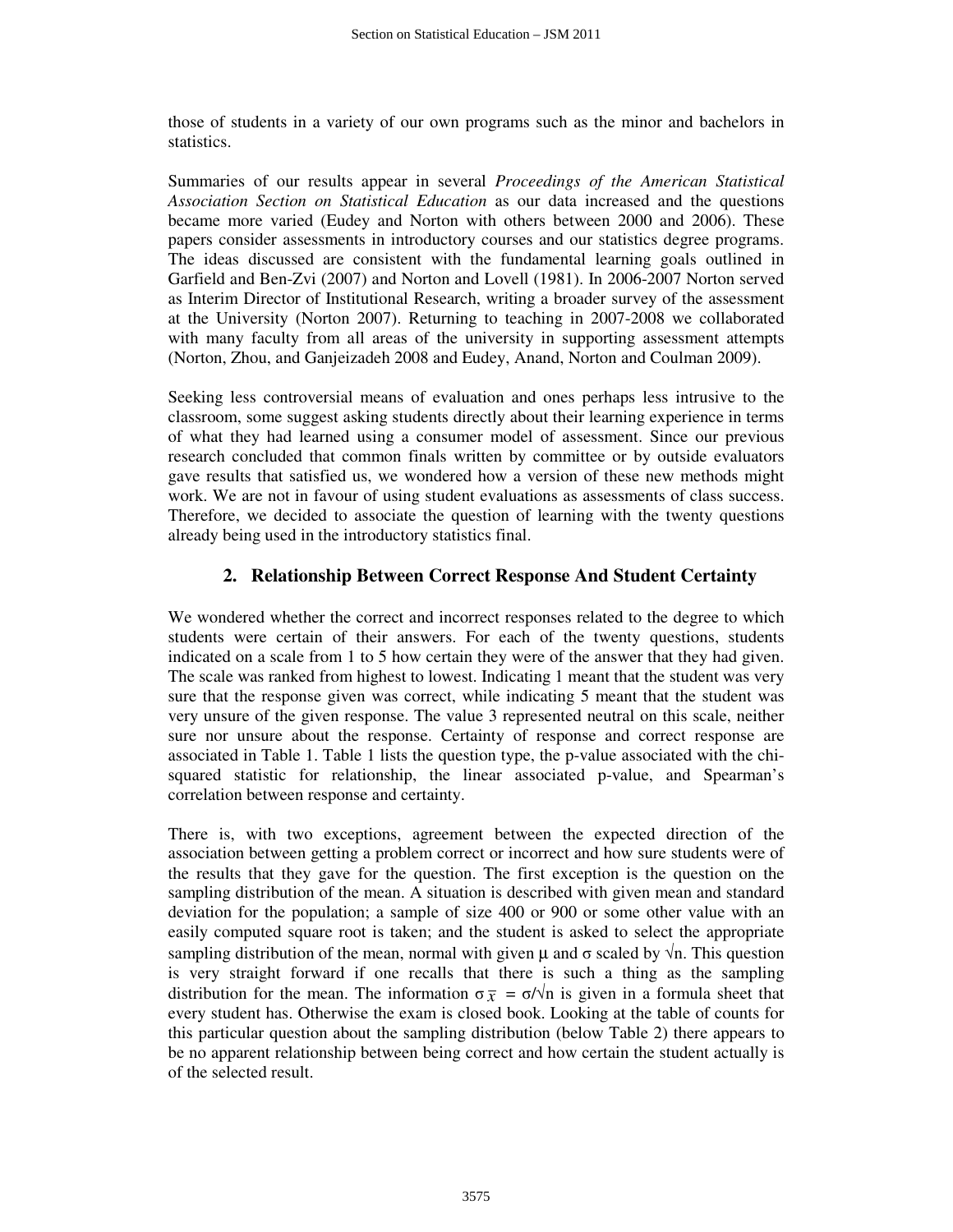those of students in a variety of our own programs such as the minor and bachelors in statistics.

Summaries of our results appear in several *Proceedings of the American Statistical Association Section on Statistical Education* as our data increased and the questions became more varied (Eudey and Norton with others between 2000 and 2006). These papers consider assessments in introductory courses and our statistics degree programs. The ideas discussed are consistent with the fundamental learning goals outlined in Garfield and Ben-Zvi (2007) and Norton and Lovell (1981). In 2006-2007 Norton served as Interim Director of Institutional Research, writing a broader survey of the assessment at the University (Norton 2007). Returning to teaching in 2007-2008 we collaborated with many faculty from all areas of the university in supporting assessment attempts (Norton, Zhou, and Ganjeizadeh 2008 and Eudey, Anand, Norton and Coulman 2009).

Seeking less controversial means of evaluation and ones perhaps less intrusive to the classroom, some suggest asking students directly about their learning experience in terms of what they had learned using a consumer model of assessment. Since our previous research concluded that common finals written by committee or by outside evaluators gave results that satisfied us, we wondered how a version of these new methods might work. We are not in favour of using student evaluations as assessments of class success. Therefore, we decided to associate the question of learning with the twenty questions already being used in the introductory statistics final.

## 2. Relationship Between Correct Response And Student Certainty

We wondered whether the correct and incorrect responses related to the degree to which students were certain of their answers. For each of the twenty questions, students indicated on a scale from 1 to 5 how certain they were of the answer that they had given. The scale was ranked from highest to lowest. Indicating 1 meant that the student was very sure that the response given was correct, while indicating 5 meant that the student was very unsure of the given response. The value 3 represented neutral on this scale, neither sure nor unsure about the response. Certainty of response and correct response are associated in Table 1. Table 1 lists the question type, the p-value associated with the chi-squared statistic for relationship, the linear associated p-value, and Spearman's correlation between response and certainty.

There is, with two exceptions, agreement between the expected direction of the association between getting a problem correct or incorrect and how sure students were of the results that they gave for the question. The first exception is the question on the sampling distribution of the mean. A situation is described with given mean and standard deviation for the population; a sample of size 400 or 900 or some other value with an easily computed square root is taken; and the student is asked to select the appropriate sampling distribution of the mean, normal with given $\mu$ and $\sigma$ scaled by $\sqrt{n}$. This question is very straight forward if one recalls that there is such a thing as the sampling distribution for the mean. The information $\sigma_{\bar{x}} = \sigma/\sqrt{n}$ is given in a formula sheet that every student has. Otherwise the exam is closed book. Looking at the table of counts for this particular question about the sampling distribution (below Table 2) there appears to be no apparent relationship between being correct and how certain the student actually is of the selected result.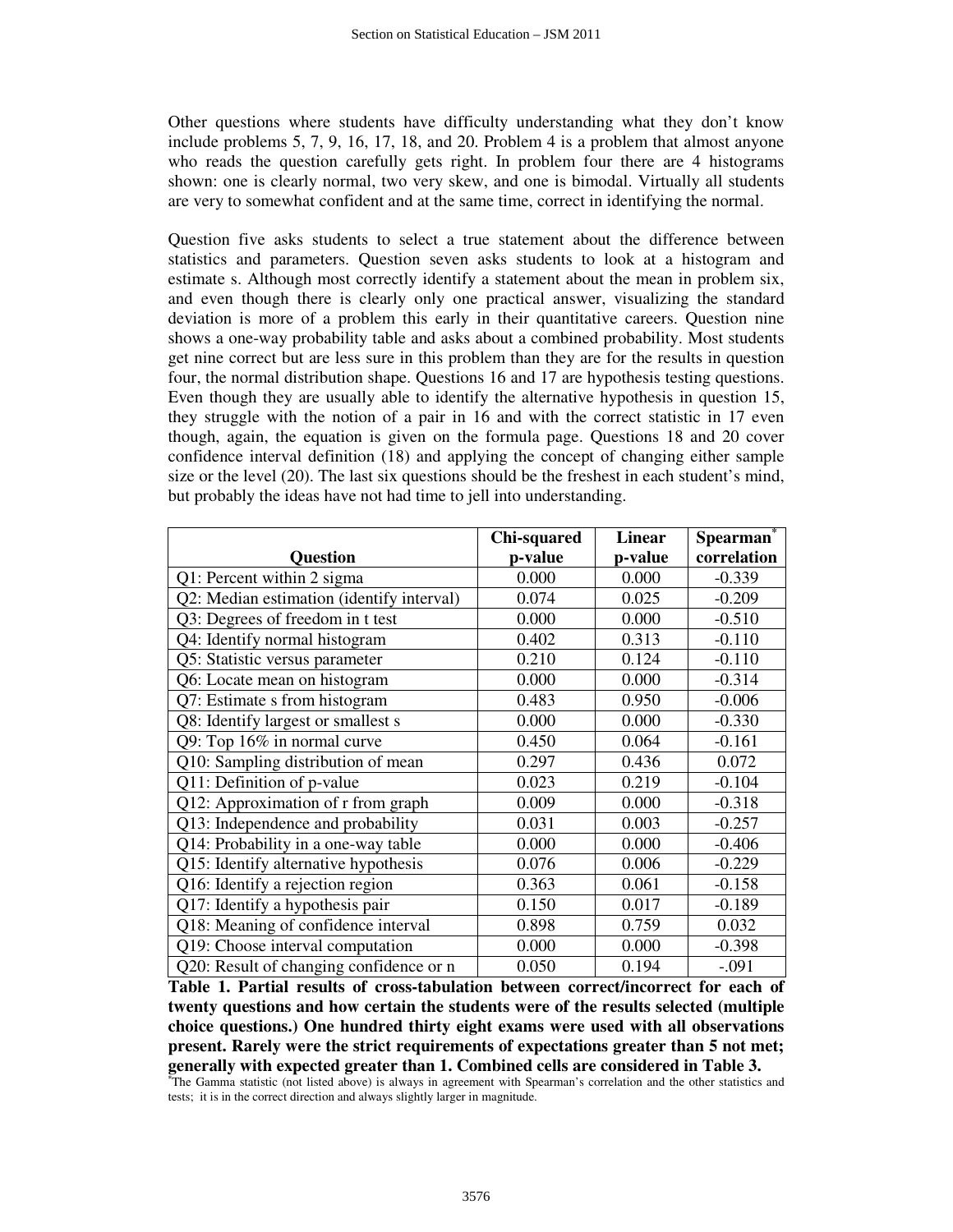Other questions where students have difficulty understanding what they don't know include problems 5, 7, 9, 16, 17, 18, and 20. Problem 4 is a problem that almost anyone who reads the question carefully gets right. In problem four there are 4 histograms shown: one is clearly normal, two very skew, and one is bimodal. Virtually all students are very to somewhat confident and at the same time, correct in identifying the normal.

Question five asks students to select a true statement about the difference between statistics and parameters. Question seven asks students to look at a histogram and estimate s. Although most correctly identify a statement about the mean in problem six, and even though there is clearly only one practical answer, visualizing the standard deviation is more of a problem this early in their quantitative careers. Question nine shows a one-way probability table and asks about a combined probability. Most students get nine correct but are less sure in this problem than they are for the results in question four, the normal distribution shape. Questions 16 and 17 are hypothesis testing questions. Even though they are usually able to identify the alternative hypothesis in question 15, they struggle with the notion of a pair in 16 and with the correct statistic in 17 even though, again, the equation is given on the formula page. Questions 18 and 20 cover confidence interval definition (18) and applying the concept of changing either sample size or the level (20). The last six questions should be the freshest in each student's mind, but probably the ideas have not had time to jell into understanding.

| Question | Chi-squared p-value | Linear p-value | Spearman* correlation |
|---|---|---|---|
| Q1: Percent within 2 sigma | 0.000 | 0.000 | -0.339 |
| Q2: Median estimation (identify interval) | 0.074 | 0.025 | -0.209 |
| Q3: Degrees of freedom in t test | 0.000 | 0.000 | -0.510 |
| Q4: Identify normal histogram | 0.402 | 0.313 | -0.110 |
| Q5: Statistic versus parameter | 0.210 | 0.124 | -0.110 |
| Q6: Locate mean on histogram | 0.000 | 0.000 | -0.314 |
| Q7: Estimate s from histogram | 0.483 | 0.950 | -0.006 |
| Q8: Identify largest or smallest s | 0.000 | 0.000 | -0.330 |
| Q9: Top 16% in normal curve | 0.450 | 0.064 | -0.161 |
| Q10: Sampling distribution of mean | 0.297 | 0.436 | 0.072 |
| Q11: Definition of p-value | 0.023 | 0.219 | -0.104 |
| Q12: Approximation of r from graph | 0.009 | 0.000 | -0.318 |
| Q13: Independence and probability | 0.031 | 0.003 | -0.257 |
| Q14: Probability in a one-way table | 0.000 | 0.000 | -0.406 |
| Q15: Identify alternative hypothesis | 0.076 | 0.006 | -0.229 |
| Q16: Identify a rejection region | 0.363 | 0.061 | -0.158 |
| Q17: Identify a hypothesis pair | 0.150 | 0.017 | -0.189 |
| Q18: Meaning of confidence interval | 0.898 | 0.759 | 0.032 |
| Q19: Choose interval computation | 0.000 | 0.000 | -0.398 |
| Q20: Result of changing confidence or n | 0.050 | 0.194 | -.091 |

**Table 1. Partial results of cross-tabulation between correct/incorrect for each of twenty questions and how certain the students were of the results selected (multiple choice questions.) One hundred thirty eight exams were used with all observations present. Rarely were the strict requirements of expectations greater than 5 not met; generally with expected greater than 1. Combined cells are considered in Table 3.**

*The Gamma statistic (not listed above) is always in agreement with Spearman's correlation and the other statistics and tests; it is in the correct direction and always slightly larger in magnitude.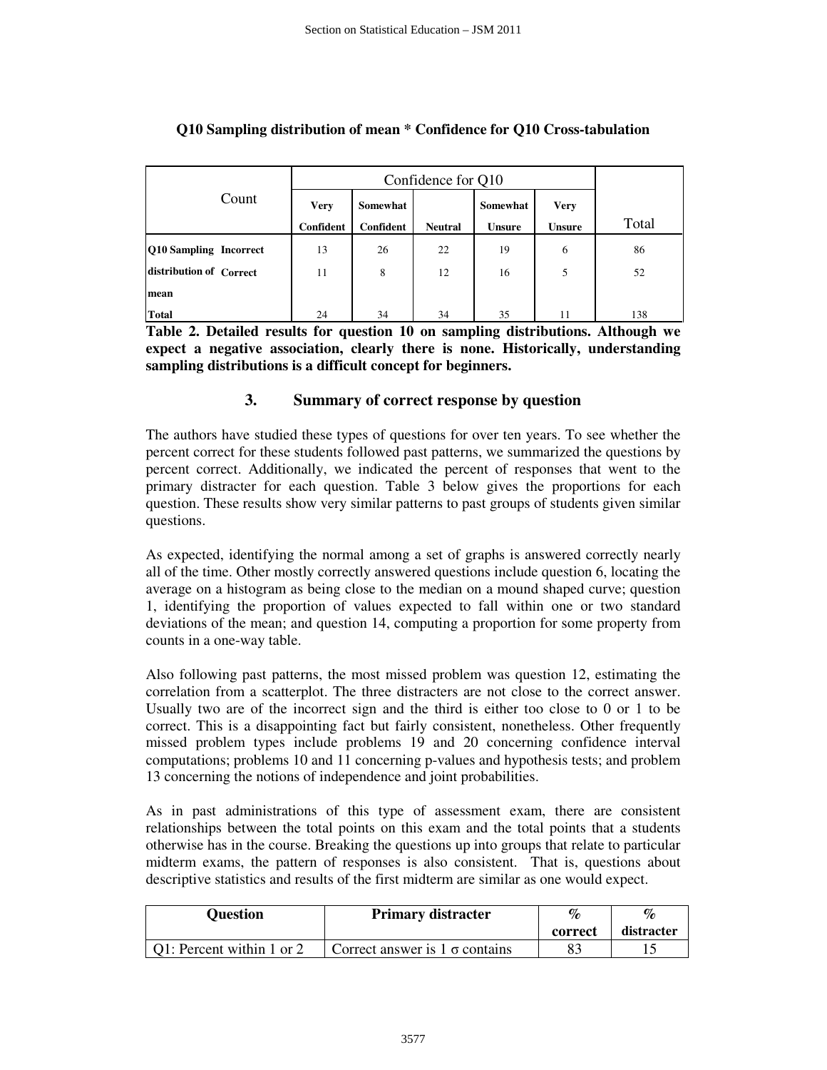**Q10 Sampling distribution of mean * Confidence for Q10 Cross-tabulation**

| Count | | Confidence for Q10 | | | | | Total |
|---|---|---|---|---|---|---|---|
| | | Very Confident | Somewhat Confident | Neutral | Somewhat Unsure | Very Unsure | |
| Q10 Sampling distribution of mean | Incorrect | 13 | 26 | 22 | 19 | 6 | 86 |
| | Correct | 11 | 8 | 12 | 16 | 5 | 52 |
| Total | | 24 | 34 | 34 | 35 | 11 | 138 |

**Table 2. Detailed results for question 10 on sampling distributions. Although we expect a negative association, clearly there is none. Historically, understanding sampling distributions is a difficult concept for beginners.**

## 3. Summary of correct response by question

The authors have studied these types of questions for over ten years. To see whether the percent correct for these students followed past patterns, we summarized the questions by percent correct. Additionally, we indicated the percent of responses that went to the primary distracter for each question. Table 3 below gives the proportions for each question. These results show very similar patterns to past groups of students given similar questions.

As expected, identifying the normal among a set of graphs is answered correctly nearly all of the time. Other mostly correctly answered questions include question 6, locating the average on a histogram as being close to the median on a mound shaped curve; question 1, identifying the proportion of values expected to fall within one or two standard deviations of the mean; and question 14, computing a proportion for some property from counts in a one-way table.

Also following past patterns, the most missed problem was question 12, estimating the correlation from a scatterplot. The three distracters are not close to the correct answer. Usually two are of the incorrect sign and the third is either too close to 0 or 1 to be correct. This is a disappointing fact but fairly consistent, nonetheless. Other frequently missed problem types include problems 19 and 20 concerning confidence interval computations; problems 10 and 11 concerning p-values and hypothesis tests; and problem 13 concerning the notions of independence and joint probabilities.

As in past administrations of this type of assessment exam, there are consistent relationships between the total points on this exam and the total points that a students otherwise has in the course. Breaking the questions up into groups that relate to particular midterm exams, the pattern of responses is also consistent. That is, questions about descriptive statistics and results of the first midterm are similar as one would expect.

| Question | Primary distracter | % correct | % distracter |
|---|---|---|---|
| Q1: Percent within 1 or 2 | Correct answer is 1 $\sigma$ contains | 83 | 15 |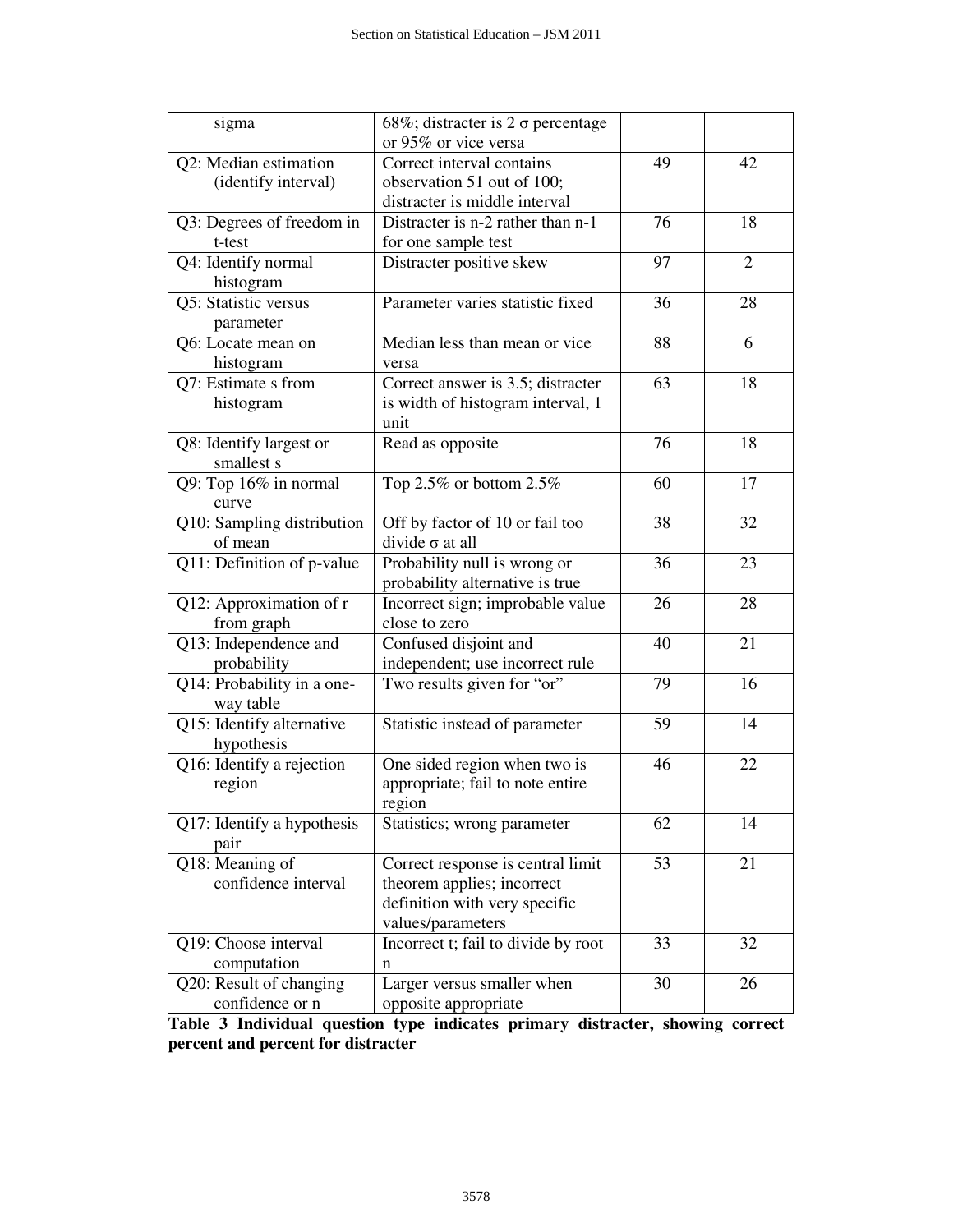| | | | |
|---|---|---|---|
| sigma | 68%; distracter is 2 $\sigma$ percentage or 95% or vice versa | | |
| Q2: Median estimation (identify interval) | Correct interval contains observation 51 out of 100; distracter is middle interval | 49 | 42 |
| Q3: Degrees of freedom in t-test | Distracter is n-2 rather than n-1 for one sample test | 76 | 18 |
| Q4: Identify normal histogram | Distracter positive skew | 97 | 2 |
| Q5: Statistic versus parameter | Parameter varies statistic fixed | 36 | 28 |
| Q6: Locate mean on histogram | Median less than mean or vice versa | 88 | 6 |
| Q7: Estimate s from histogram | Correct answer is 3.5; distracter is width of histogram interval, 1 unit | 63 | 18 |
| Q8: Identify largest or smallest s | Read as opposite | 76 | 18 |
| Q9: Top 16% in normal curve | Top 2.5% or bottom 2.5% | 60 | 17 |
| Q10: Sampling distribution of mean | Off by factor of 10 or fail too divide $\sigma$ at all | 38 | 32 |
| Q11: Definition of p-value | Probability null is wrong or probability alternative is true | 36 | 23 |
| Q12: Approximation of r from graph | Incorrect sign; improbable value close to zero | 26 | 28 |
| Q13: Independence and probability | Confused disjoint and independent; use incorrect rule | 40 | 21 |
| Q14: Probability in a one-way table | Two results given for "or" | 79 | 16 |
| Q15: Identify alternative hypothesis | Statistic instead of parameter | 59 | 14 |
| Q16: Identify a rejection region | One sided region when two is appropriate; fail to note entire region | 46 | 22 |
| Q17: Identify a hypothesis pair | Statistics; wrong parameter | 62 | 14 |
| Q18: Meaning of confidence interval | Correct response is central limit theorem applies; incorrect definition with very specific values/parameters | 53 | 21 |
| Q19: Choose interval computation | Incorrect t; fail to divide by root n | 33 | 32 |
| Q20: Result of changing confidence or n | Larger versus smaller when opposite appropriate | 30 | 26 |

**Table 3 Individual question type indicates primary distracter, showing correct percent and percent for distracter**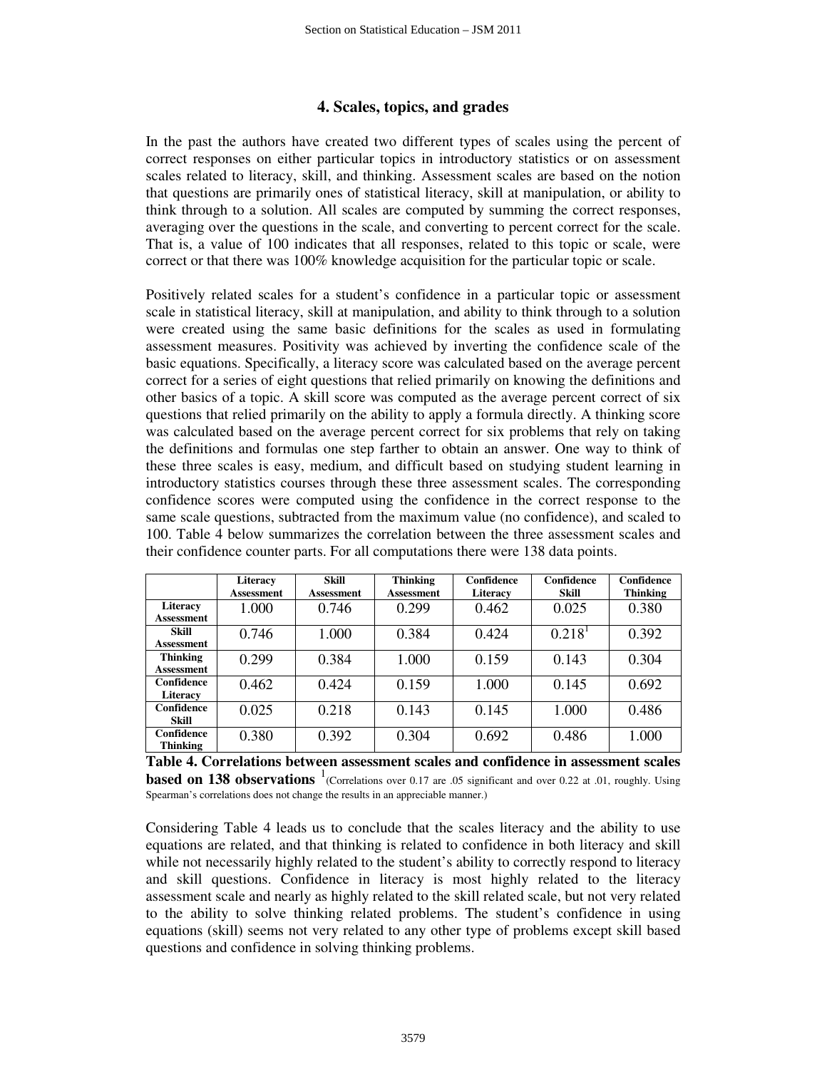## 4. Scales, topics, and grades

In the past the authors have created two different types of scales using the percent of correct responses on either particular topics in introductory statistics or on assessment scales related to literacy, skill, and thinking. Assessment scales are based on the notion that questions are primarily ones of statistical literacy, skill at manipulation, or ability to think through to a solution. All scales are computed by summing the correct responses, averaging over the questions in the scale, and converting to percent correct for the scale. That is, a value of 100 indicates that all responses, related to this topic or scale, were correct or that there was 100% knowledge acquisition for the particular topic or scale.

Positively related scales for a student's confidence in a particular topic or assessment scale in statistical literacy, skill at manipulation, and ability to think through to a solution were created using the same basic definitions for the scales as used in formulating assessment measures. Positivity was achieved by inverting the confidence scale of the basic equations. Specifically, a literacy score was calculated based on the average percent correct for a series of eight questions that relied primarily on knowing the definitions and other basics of a topic. A skill score was computed as the average percent correct of six questions that relied primarily on the ability to apply a formula directly. A thinking score was calculated based on the average percent correct for six problems that rely on taking the definitions and formulas one step farther to obtain an answer. One way to think of these three scales is easy, medium, and difficult based on studying student learning in introductory statistics courses through these three assessment scales. The corresponding confidence scores were computed using the confidence in the correct response to the same scale questions, subtracted from the maximum value (no confidence), and scaled to 100. Table 4 below summarizes the correlation between the three assessment scales and their confidence counter parts. For all computations there were 138 data points.

| | Literacy Assessment | Skill Assessment | Thinking Assessment | Confidence Literacy | Confidence Skill | Confidence Thinking |
|---|---|---|---|---|---|---|
| **Literacy Assessment** | 1.000 | 0.746 | 0.299 | 0.462 | 0.025 | 0.380 |
| **Skill Assessment** | 0.746 | 1.000 | 0.384 | 0.424 | 0.218[1] | 0.392 |
| **Thinking Assessment** | 0.299 | 0.384 | 1.000 | 0.159 | 0.143 | 0.304 |
| **Confidence Literacy** | 0.462 | 0.424 | 0.159 | 1.000 | 0.145 | 0.692 |
| **Confidence Skill** | 0.025 | 0.218 | 0.143 | 0.145 | 1.000 | 0.486 |
| **Confidence Thinking** | 0.380 | 0.392 | 0.304 | 0.692 | 0.486 | 1.000 |

**Table 4. Correlations between assessment scales and confidence in assessment scales based on 138 observations** [1](Correlations over 0.17 are .05 significant and over 0.22 at .01, roughly. Using Spearman's correlations does not change the results in an appreciable manner.)

Considering Table 4 leads us to conclude that the scales literacy and the ability to use equations are related, and that thinking is related to confidence in both literacy and skill while not necessarily highly related to the student's ability to correctly respond to literacy and skill questions. Confidence in literacy is most highly related to the literacy assessment scale and nearly as highly related to the skill related scale, but not very related to the ability to solve thinking related problems. The student's confidence in using equations (skill) seems not very related to any other type of problems except skill based questions and confidence in solving thinking problems.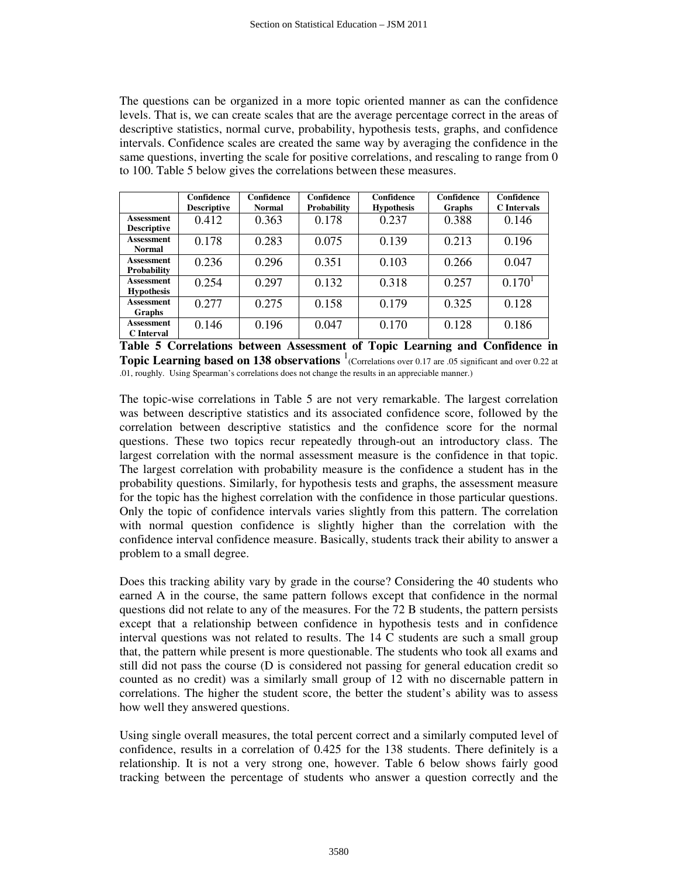The questions can be organized in a more topic oriented manner as can the confidence levels. That is, we can create scales that are the average percentage correct in the areas of descriptive statistics, normal curve, probability, hypothesis tests, graphs, and confidence intervals. Confidence scales are created the same way by averaging the confidence in the same questions, inverting the scale for positive correlations, and rescaling to range from 0 to 100. Table 5 below gives the correlations between these measures.

| | **Confidence Descriptive** | **Confidence Normal** | **Confidence Probability** | **Confidence Hypothesis** | **Confidence Graphs** | **Confidence C Intervals** |
|---|---|---|---|---|---|---|
| **Assessment Descriptive** | 0.412 | 0.363 | 0.178 | 0.237 | 0.388 | 0.146 |
| **Assessment Normal** | 0.178 | 0.283 | 0.075 | 0.139 | 0.213 | 0.196 |
| **Assessment Probability** | 0.236 | 0.296 | 0.351 | 0.103 | 0.266 | 0.047 |
| **Assessment Hypothesis** | 0.254 | 0.297 | 0.132 | 0.318 | 0.257 | 0.170[1] |
| **Assessment Graphs** | 0.277 | 0.275 | 0.158 | 0.179 | 0.325 | 0.128 |
| **Assessment C Interval** | 0.146 | 0.196 | 0.047 | 0.170 | 0.128 | 0.186 |

**Table 5 Correlations between Assessment of Topic Learning and Confidence in Topic Learning based on 138 observations** [1](Correlations over 0.17 are .05 significant and over 0.22 at .01, roughly. Using Spearman's correlations does not change the results in an appreciable manner.)

The topic-wise correlations in Table 5 are not very remarkable. The largest correlation was between descriptive statistics and its associated confidence score, followed by the correlation between descriptive statistics and the confidence score for the normal questions. These two topics recur repeatedly through-out an introductory class. The largest correlation with the normal assessment measure is the confidence in that topic. The largest correlation with probability measure is the confidence a student has in the probability questions. Similarly, for hypothesis tests and graphs, the assessment measure for the topic has the highest correlation with the confidence in those particular questions. Only the topic of confidence intervals varies slightly from this pattern. The correlation with normal question confidence is slightly higher than the correlation with the confidence interval confidence measure. Basically, students track their ability to answer a problem to a small degree.

Does this tracking ability vary by grade in the course? Considering the 40 students who earned A in the course, the same pattern follows except that confidence in the normal questions did not relate to any of the measures. For the 72 B students, the pattern persists except that a relationship between confidence in hypothesis tests and in confidence interval questions was not related to results. The 14 C students are such a small group that, the pattern while present is more questionable. The students who took all exams and still did not pass the course (D is considered not passing for general education credit so counted as no credit) was a similarly small group of 12 with no discernable pattern in correlations. The higher the student score, the better the student's ability was to assess how well they answered questions.

Using single overall measures, the total percent correct and a similarly computed level of confidence, results in a correlation of 0.425 for the 138 students. There definitely is a relationship. It is not a very strong one, however. Table 6 below shows fairly good tracking between the percentage of students who answer a question correctly and the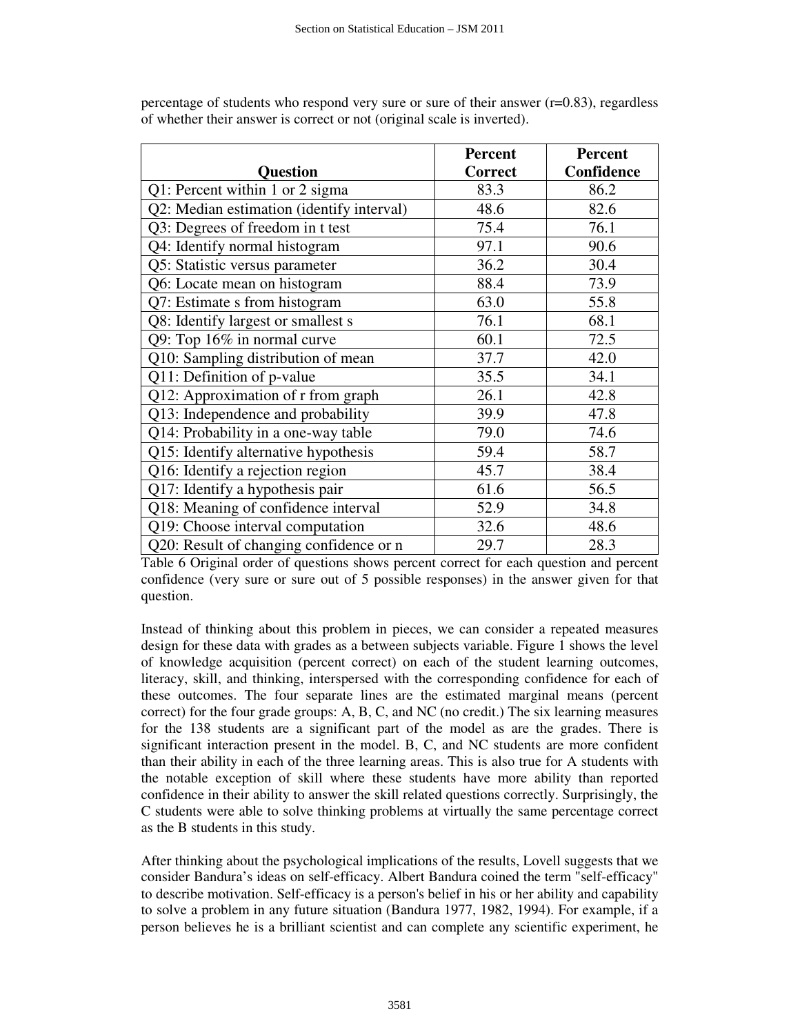percentage of students who respond very sure or sure of their answer (r=0.83), regardless of whether their answer is correct or not (original scale is inverted).

| Question | Percent Correct | Percent Confidence |
|---|---|---|
| Q1: Percent within 1 or 2 sigma | 83.3 | 86.2 |
| Q2: Median estimation (identify interval) | 48.6 | 82.6 |
| Q3: Degrees of freedom in t test | 75.4 | 76.1 |
| Q4: Identify normal histogram | 97.1 | 90.6 |
| Q5: Statistic versus parameter | 36.2 | 30.4 |
| Q6: Locate mean on histogram | 88.4 | 73.9 |
| Q7: Estimate s from histogram | 63.0 | 55.8 |
| Q8: Identify largest or smallest s | 76.1 | 68.1 |
| Q9: Top 16% in normal curve | 60.1 | 72.5 |
| Q10: Sampling distribution of mean | 37.7 | 42.0 |
| Q11: Definition of p-value | 35.5 | 34.1 |
| Q12: Approximation of r from graph | 26.1 | 42.8 |
| Q13: Independence and probability | 39.9 | 47.8 |
| Q14: Probability in a one-way table | 79.0 | 74.6 |
| Q15: Identify alternative hypothesis | 59.4 | 58.7 |
| Q16: Identify a rejection region | 45.7 | 38.4 |
| Q17: Identify a hypothesis pair | 61.6 | 56.5 |
| Q18: Meaning of confidence interval | 52.9 | 34.8 |
| Q19: Choose interval computation | 32.6 | 48.6 |
| Q20: Result of changing confidence or n | 29.7 | 28.3 |

Table 6 Original order of questions shows percent correct for each question and percent confidence (very sure or sure out of 5 possible responses) in the answer given for that question.

Instead of thinking about this problem in pieces, we can consider a repeated measures design for these data with grades as a between subjects variable. Figure 1 shows the level of knowledge acquisition (percent correct) on each of the student learning outcomes, literacy, skill, and thinking, interspersed with the corresponding confidence for each of these outcomes. The four separate lines are the estimated marginal means (percent correct) for the four grade groups: A, B, C, and NC (no credit.) The six learning measures for the 138 students are a significant part of the model as are the grades. There is significant interaction present in the model. B, C, and NC students are more confident than their ability in each of the three learning areas. This is also true for A students with the notable exception of skill where these students have more ability than reported confidence in their ability to answer the skill related questions correctly. Surprisingly, the C students were able to solve thinking problems at virtually the same percentage correct as the B students in this study.

After thinking about the psychological implications of the results, Lovell suggests that we consider Bandura's ideas on self-efficacy. Albert Bandura coined the term "self-efficacy" to describe motivation. Self-efficacy is a person's belief in his or her ability and capability to solve a problem in any future situation (Bandura 1977, 1982, 1994). For example, if a person believes he is a brilliant scientist and can complete any scientific experiment, he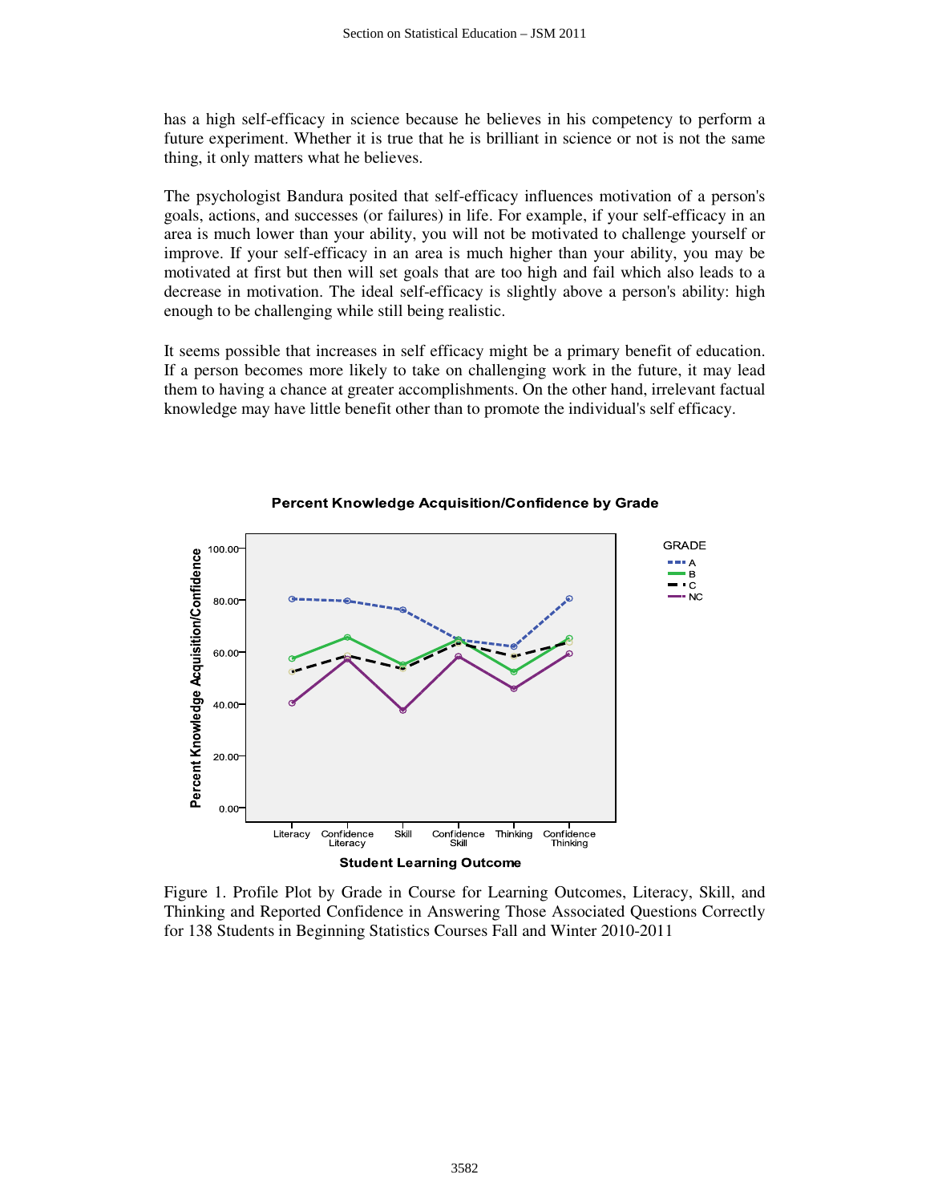has a high self-efficacy in science because he believes in his competency to perform a future experiment. Whether it is true that he is brilliant in science or not is not the same thing, it only matters what he believes.

The psychologist Bandura posited that self-efficacy influences motivation of a person's goals, actions, and successes (or failures) in life. For example, if your self-efficacy in an area is much lower than your ability, you will not be motivated to challenge yourself or improve. If your self-efficacy in an area is much higher than your ability, you may be motivated at first but then will set goals that are too high and fail which also leads to a decrease in motivation. The ideal self-efficacy is slightly above a person's ability: high enough to be challenging while still being realistic.

It seems possible that increases in self efficacy might be a primary benefit of education. If a person becomes more likely to take on challenging work in the future, it may lead them to having a chance at greater accomplishments. On the other hand, irrelevant factual knowledge may have little benefit other than to promote the individual's self efficacy.

Figure 1. Profile Plot by Grade in Course for Learning Outcomes, Literacy, Skill, and Thinking and Reported Confidence in Answering Those Associated Questions Correctly for 138 Students in Beginning Statistics Courses Fall and Winter 2010-2011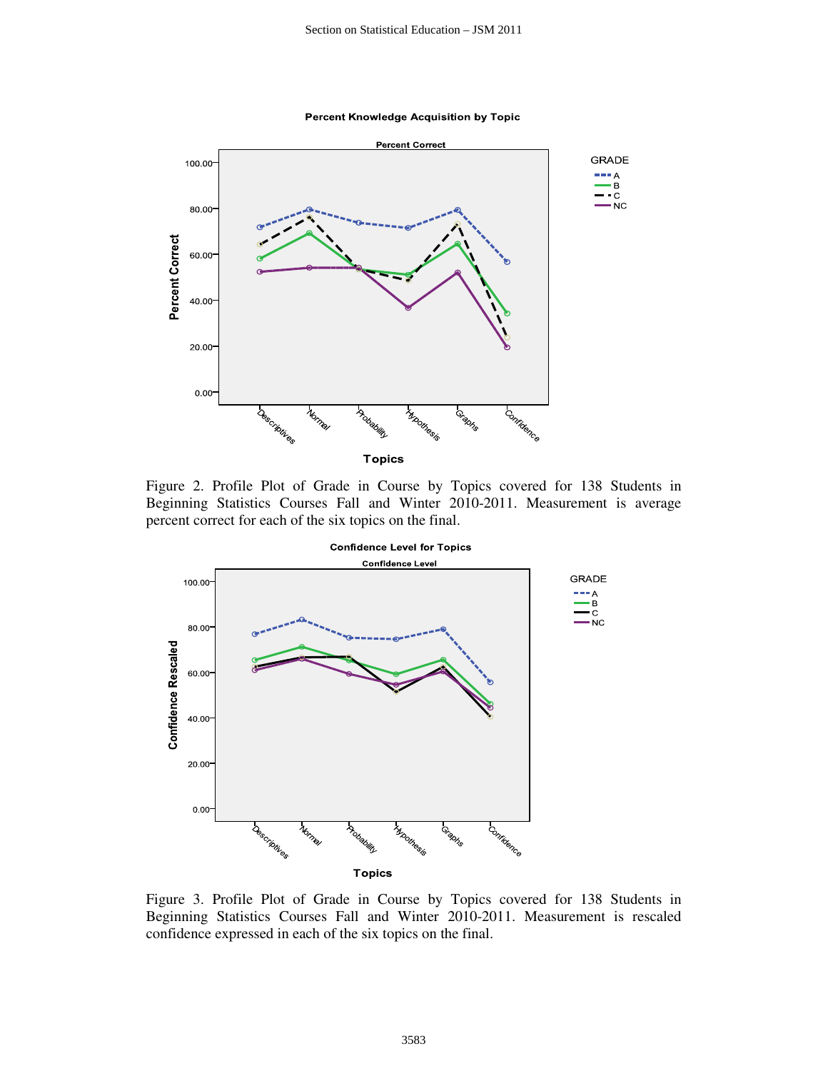Figure 2. Profile Plot of Grade in Course by Topics covered for 138 Students in Beginning Statistics Courses Fall and Winter 2010-2011. Measurement is average percent correct for each of the six topics on the final.

Figure 3. Profile Plot of Grade in Course by Topics covered for 138 Students in Beginning Statistics Courses Fall and Winter 2010-2011. Measurement is rescaled confidence expressed in each of the six topics on the final.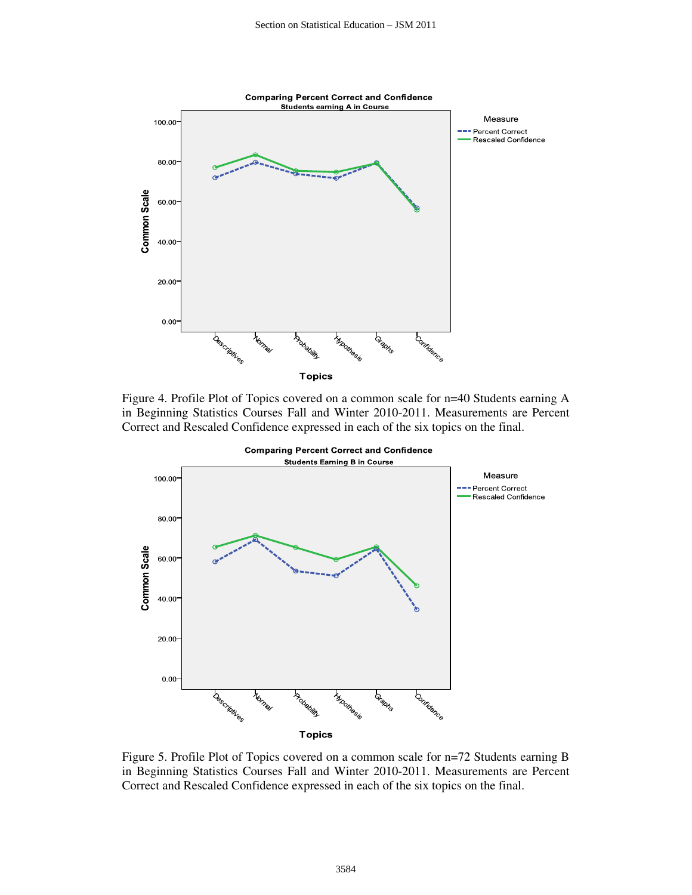Figure 4. Profile Plot of Topics covered on a common scale for n=40 Students earning A in Beginning Statistics Courses Fall and Winter 2010-2011. Measurements are Percent Correct and Rescaled Confidence expressed in each of the six topics on the final.

Figure 5. Profile Plot of Topics covered on a common scale for n=72 Students earning B in Beginning Statistics Courses Fall and Winter 2010-2011. Measurements are Percent Correct and Rescaled Confidence expressed in each of the six topics on the final.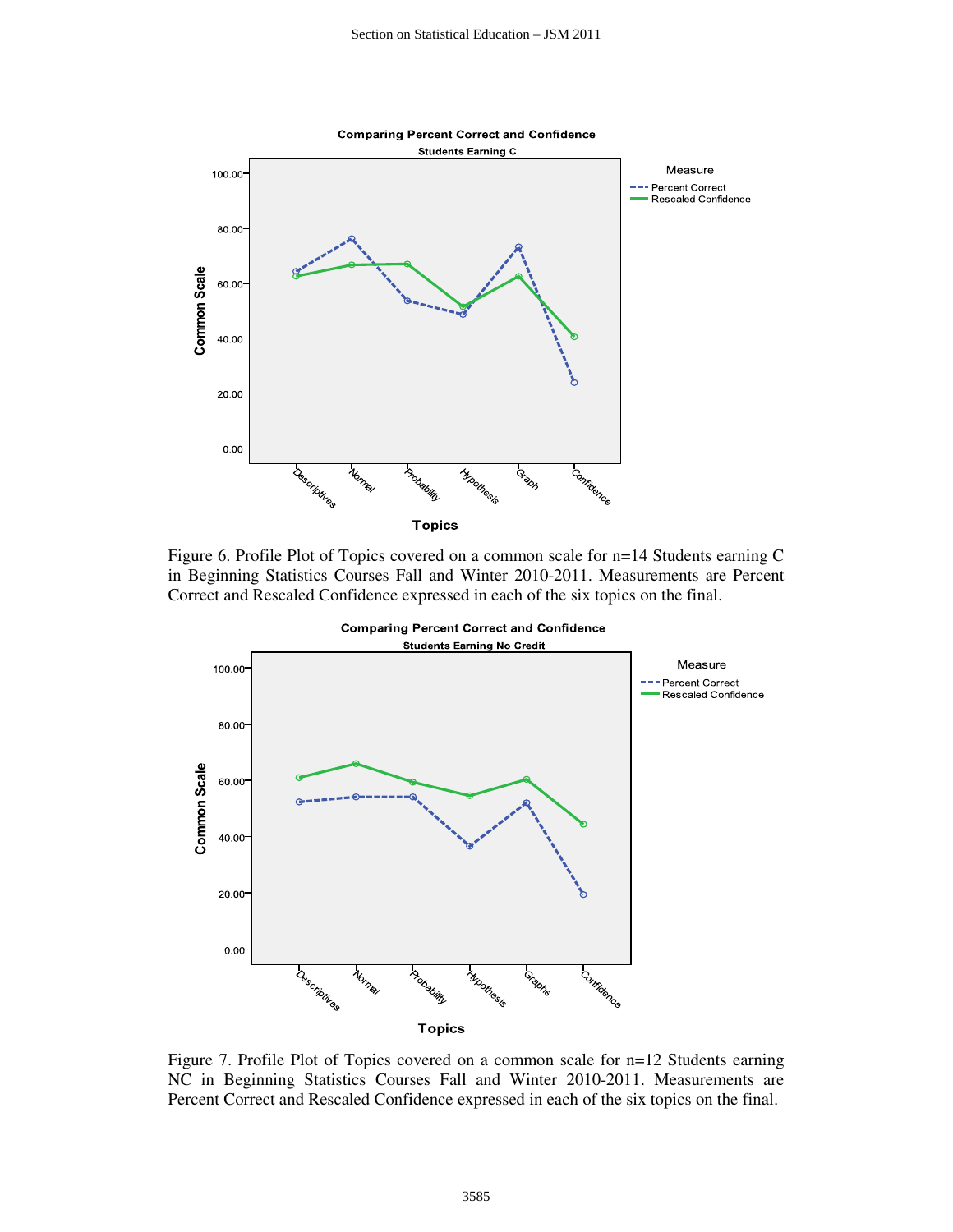Figure 6. Profile Plot of Topics covered on a common scale for n=14 Students earning C in Beginning Statistics Courses Fall and Winter 2010-2011. Measurements are Percent Correct and Rescaled Confidence expressed in each of the six topics on the final.

Figure 7. Profile Plot of Topics covered on a common scale for n=12 Students earning NC in Beginning Statistics Courses Fall and Winter 2010-2011. Measurements are Percent Correct and Rescaled Confidence expressed in each of the six topics on the final.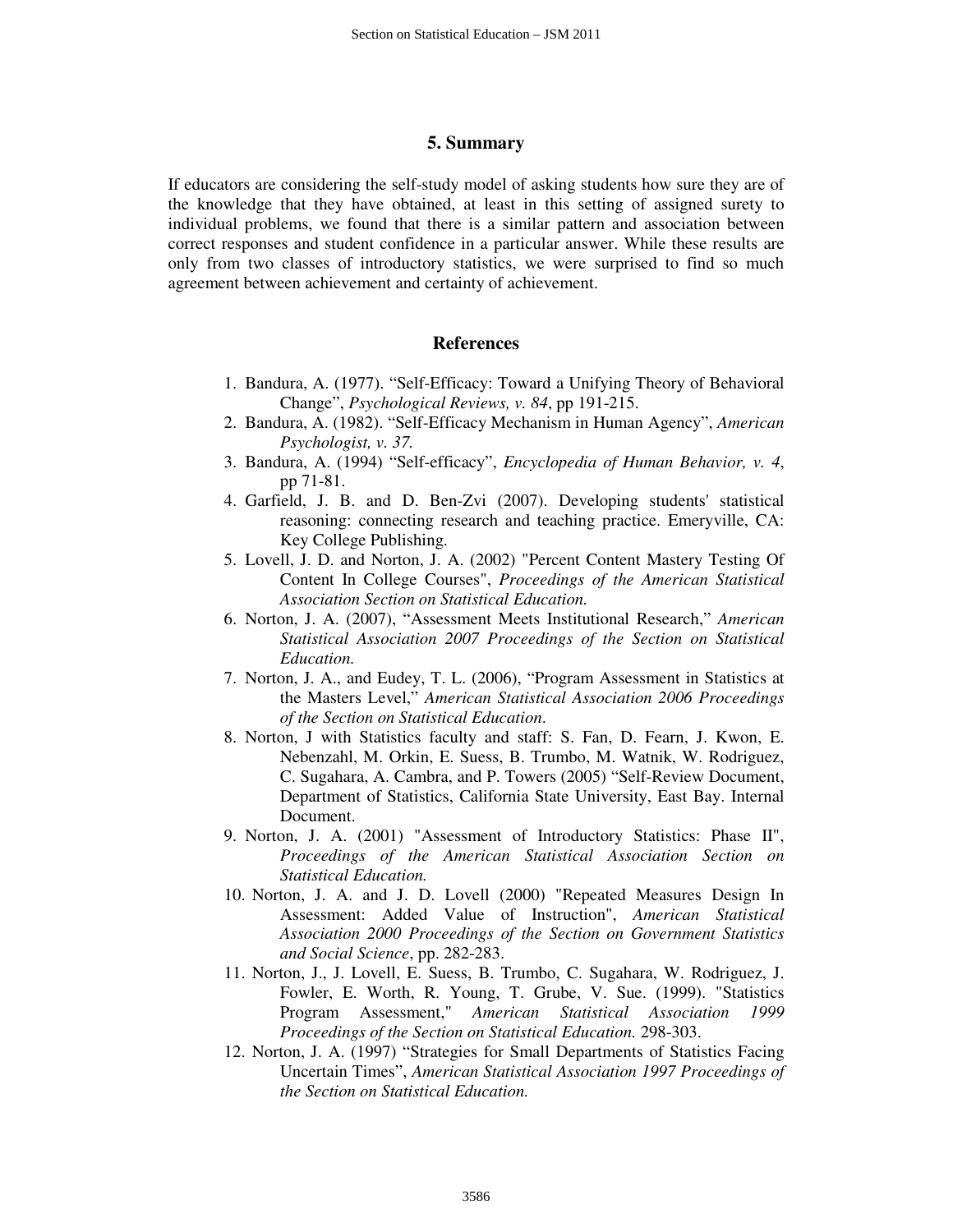## 5. Summary

If educators are considering the self-study model of asking students how sure they are of the knowledge that they have obtained, at least in this setting of assigned surety to individual problems, we found that there is a similar pattern and association between correct responses and student confidence in a particular answer. While these results are only from two classes of introductory statistics, we were surprised to find so much agreement between achievement and certainty of achievement.

## References

1. Bandura, A. (1977). "Self-Efficacy: Toward a Unifying Theory of Behavioral Change", *Psychological Reviews, v. 84*, pp 191-215.
2. Bandura, A. (1982). "Self-Efficacy Mechanism in Human Agency", *American Psychologist, v. 37.*
3. Bandura, A. (1994) "Self-efficacy", *Encyclopedia of Human Behavior, v. 4*, pp 71-81.
4. Garfield, J. B. and D. Ben-Zvi (2007). Developing students' statistical reasoning: connecting research and teaching practice. Emeryville, CA: Key College Publishing.
5. Lovell, J. D. and Norton, J. A. (2002) "Percent Content Mastery Testing Of Content In College Courses", *Proceedings of the American Statistical Association Section on Statistical Education.*
6. Norton, J. A. (2007), "Assessment Meets Institutional Research," *American Statistical Association 2007 Proceedings of the Section on Statistical Education.*
7. Norton, J. A., and Eudey, T. L. (2006), "Program Assessment in Statistics at the Masters Level," *American Statistical Association 2006 Proceedings of the Section on Statistical Education*.
8. Norton, J with Statistics faculty and staff: S. Fan, D. Fearn, J. Kwon, E. Nebenzahl, M. Orkin, E. Suess, B. Trumbo, M. Watnik, W. Rodriguez, C. Sugahara, A. Cambra, and P. Towers (2005) "Self-Review Document, Department of Statistics, California State University, East Bay. Internal Document.
9. Norton, J. A. (2001) "Assessment of Introductory Statistics: Phase II", *Proceedings of the American Statistical Association Section on Statistical Education.*
10. Norton, J. A. and J. D. Lovell (2000) "Repeated Measures Design In Assessment: Added Value of Instruction", *American Statistical Association 2000 Proceedings of the Section on Government Statistics and Social Science*, pp. 282-283.
11. Norton, J., J. Lovell, E. Suess, B. Trumbo, C. Sugahara, W. Rodriguez, J. Fowler, E. Worth, R. Young, T. Grube, V. Sue. (1999). "Statistics Program Assessment," *American Statistical Association 1999 Proceedings of the Section on Statistical Education.* 298-303.
12. Norton, J. A. (1997) "Strategies for Small Departments of Statistics Facing Uncertain Times", *American Statistical Association 1997 Proceedings of the Section on Statistical Education.*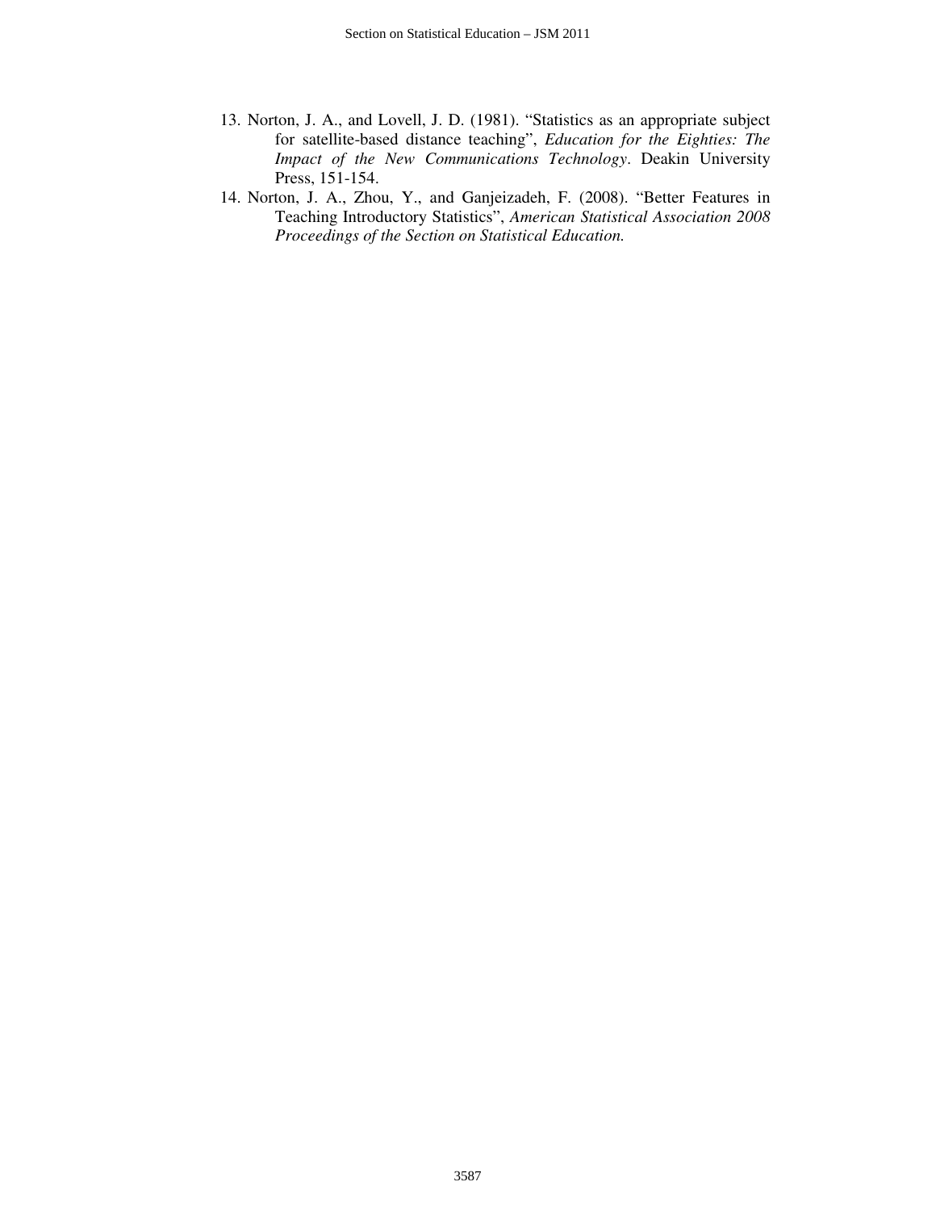13. Norton, J. A., and Lovell, J. D. (1981). “Statistics as an appropriate subject for satellite-based distance teaching”, *Education for the Eighties: The Impact of the New Communications Technology*. Deakin University Press, 151-154.
14. Norton, J. A., Zhou, Y., and Ganjeizadeh, F. (2008). “Better Features in Teaching Introductory Statistics”, *American Statistical Association 2008 Proceedings of the Section on Statistical Education.*